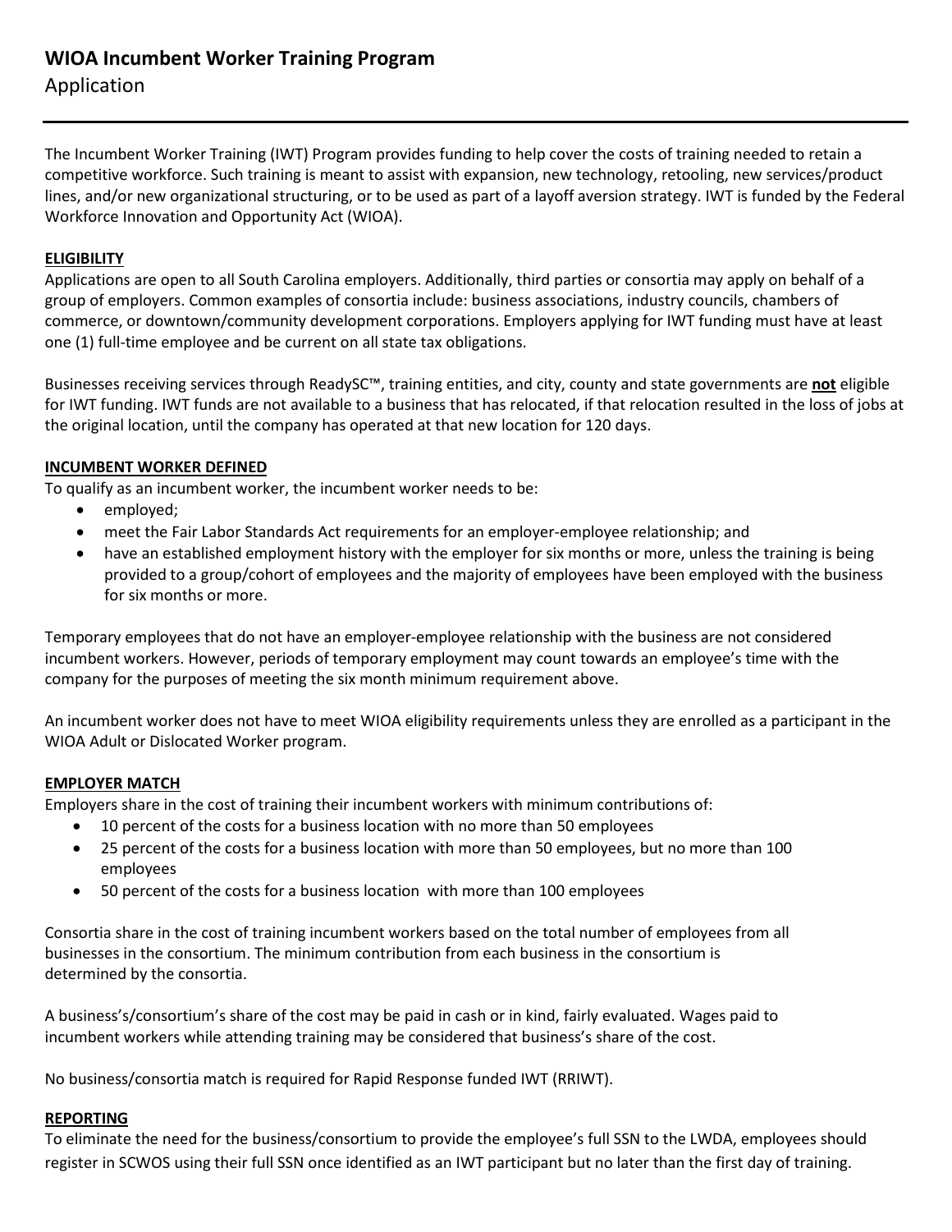# WIOA Incumbent Worker Training Program

Application

---

The Incumbent Worker Training (IWT) Program provides funding to help cover the costs of training needed to retain a competitive workforce. Such training is meant to assist with expansion, new technology, retooling, new services/product lines, and/or new organizational structuring, or to be used as part of a layoff aversion strategy. IWT is funded by the Federal Workforce Innovation and Opportunity Act (WIOA).

## ELIGIBILITY

Applications are open to all South Carolina employers. Additionally, third parties or consortia may apply on behalf of a group of employers. Common examples of consortia include: business associations, industry councils, chambers of commerce, or downtown/community development corporations. Employers applying for IWT funding must have at least one (1) full-time employee and be current on all state tax obligations.

Businesses receiving services through ReadySC™, training entities, and city, county and state governments are **not** eligible for IWT funding. IWT funds are not available to a business that has relocated, if that relocation resulted in the loss of jobs at the original location, until the company has operated at that new location for 120 days.

## INCUMBENT WORKER DEFINED

To qualify as an incumbent worker, the incumbent worker needs to be:

- employed;
- meet the Fair Labor Standards Act requirements for an employer-employee relationship; and
- have an established employment history with the employer for six months or more, unless the training is being provided to a group/cohort of employees and the majority of employees have been employed with the business for six months or more.

Temporary employees that do not have an employer-employee relationship with the business are not considered incumbent workers. However, periods of temporary employment may count towards an employee's time with the company for the purposes of meeting the six month minimum requirement above.

An incumbent worker does not have to meet WIOA eligibility requirements unless they are enrolled as a participant in the WIOA Adult or Dislocated Worker program.

## EMPLOYER MATCH

Employers share in the cost of training their incumbent workers with minimum contributions of:

- 10 percent of the costs for a business location with no more than 50 employees
- 25 percent of the costs for a business location with more than 50 employees, but no more than 100 employees
- 50 percent of the costs for a business location with more than 100 employees

Consortia share in the cost of training incumbent workers based on the total number of employees from all businesses in the consortium. The minimum contribution from each business in the consortium is determined by the consortia.

A business's/consortium's share of the cost may be paid in cash or in kind, fairly evaluated. Wages paid to incumbent workers while attending training may be considered that business's share of the cost.

No business/consortia match is required for Rapid Response funded IWT (RRIWT).

## REPORTING

To eliminate the need for the business/consortium to provide the employee's full SSN to the LWDA, employees should register in SCWOS using their full SSN once identified as an IWT participant but no later than the first day of training.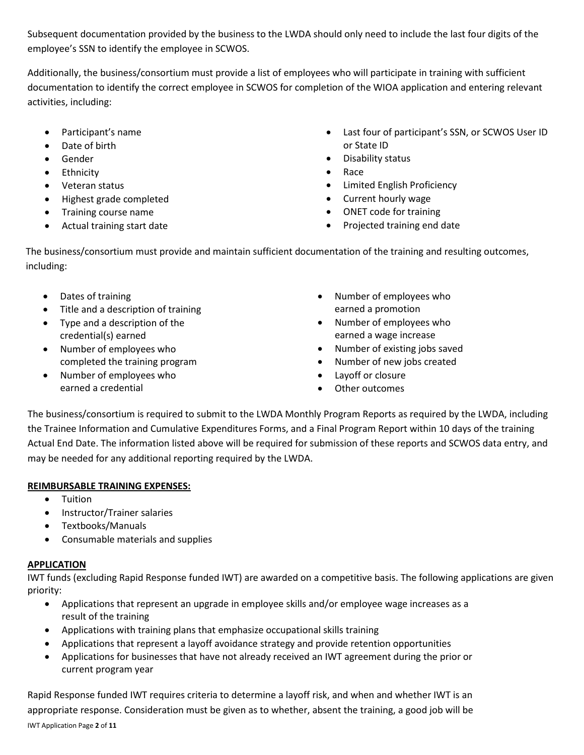Subsequent documentation provided by the business to the LWDA should only need to include the last four digits of the employee's SSN to identify the employee in SCWOS.

Additionally, the business/consortium must provide a list of employees who will participate in training with sufficient documentation to identify the correct employee in SCWOS for completion of the WIOA application and entering relevant activities, including:

- Participant's name
- Date of birth
- Gender
- Ethnicity
- Veteran status
- Highest grade completed
- Training course name
- Actual training start date
- Last four of participant's SSN, or SCWOS User ID or State ID
- Disability status
- Race
- Limited English Proficiency
- Current hourly wage
- ONET code for training
- Projected training end date

The business/consortium must provide and maintain sufficient documentation of the training and resulting outcomes, including:

- Dates of training
- Title and a description of training
- Type and a description of the credential(s) earned
- Number of employees who completed the training program
- Number of employees who earned a credential
- Number of employees who earned a promotion
- Number of employees who earned a wage increase
- Number of existing jobs saved
- Number of new jobs created
- Layoff or closure
- Other outcomes

The business/consortium is required to submit to the LWDA Monthly Program Reports as required by the LWDA, including the Trainee Information and Cumulative Expenditures Forms, and a Final Program Report within 10 days of the training Actual End Date. The information listed above will be required for submission of these reports and SCWOS data entry, and may be needed for any additional reporting required by the LWDA.

**REIMBURSABLE TRAINING EXPENSES:**

- Tuition
- Instructor/Trainer salaries
- Textbooks/Manuals
- Consumable materials and supplies

**APPLICATION**

IWT funds (excluding Rapid Response funded IWT) are awarded on a competitive basis. The following applications are given priority:

- Applications that represent an upgrade in employee skills and/or employee wage increases as a result of the training
- Applications with training plans that emphasize occupational skills training
- Applications that represent a layoff avoidance strategy and provide retention opportunities
- Applications for businesses that have not already received an IWT agreement during the prior or current program year

Rapid Response funded IWT requires criteria to determine a layoff risk, and when and whether IWT is an appropriate response. Consideration must be given as to whether, absent the training, a good job will be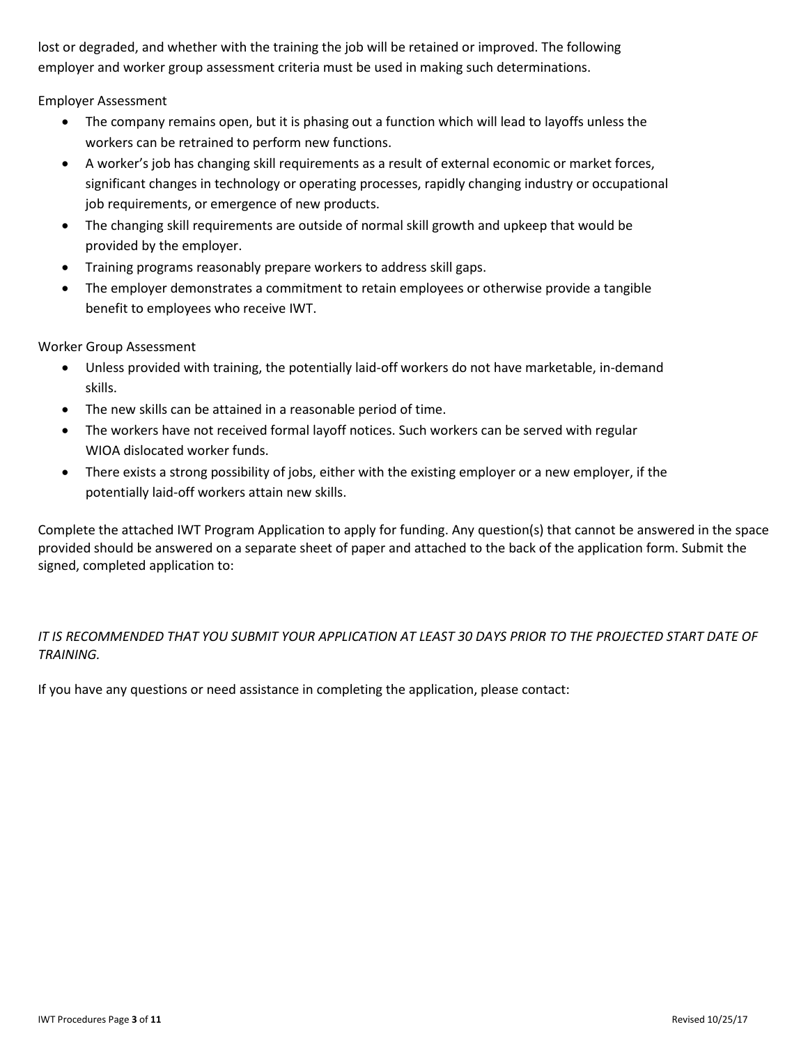lost or degraded, and whether with the training the job will be retained or improved. The following employer and worker group assessment criteria must be used in making such determinations.

Employer Assessment

- The company remains open, but it is phasing out a function which will lead to layoffs unless the workers can be retrained to perform new functions.
- A worker's job has changing skill requirements as a result of external economic or market forces, significant changes in technology or operating processes, rapidly changing industry or occupational job requirements, or emergence of new products.
- The changing skill requirements are outside of normal skill growth and upkeep that would be provided by the employer.
- Training programs reasonably prepare workers to address skill gaps.
- The employer demonstrates a commitment to retain employees or otherwise provide a tangible benefit to employees who receive IWT.

Worker Group Assessment

- Unless provided with training, the potentially laid-off workers do not have marketable, in-demand skills.
- The new skills can be attained in a reasonable period of time.
- The workers have not received formal layoff notices. Such workers can be served with regular WIOA dislocated worker funds.
- There exists a strong possibility of jobs, either with the existing employer or a new employer, if the potentially laid-off workers attain new skills.

Complete the attached IWT Program Application to apply for funding. Any question(s) that cannot be answered in the space provided should be answered on a separate sheet of paper and attached to the back of the application form. Submit the signed, completed application to:

*IT IS RECOMMENDED THAT YOU SUBMIT YOUR APPLICATION AT LEAST 30 DAYS PRIOR TO THE PROJECTED START DATE OF TRAINING.*

If you have any questions or need assistance in completing the application, please contact: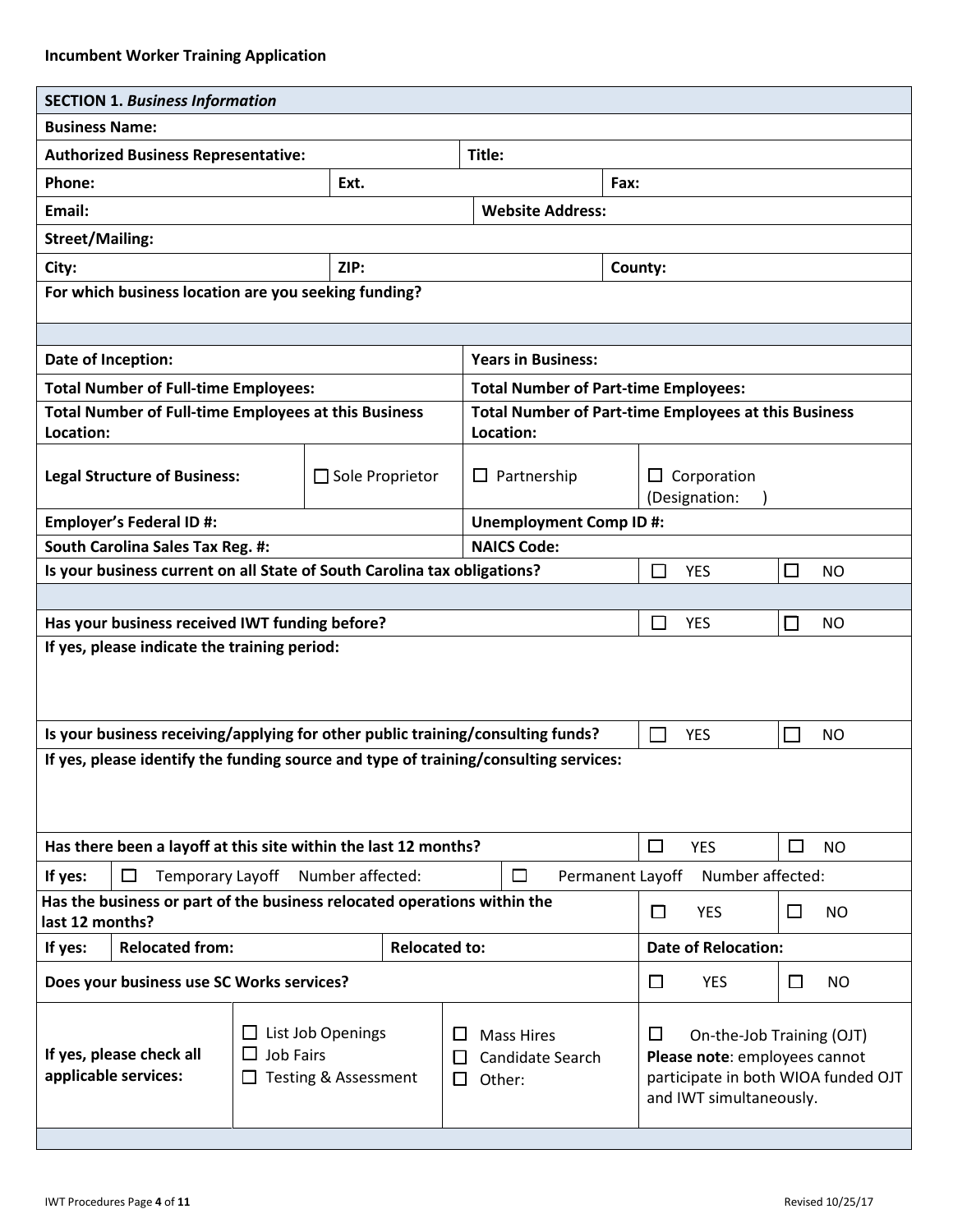**Incumbent Worker Training Application**

| **SECTION 1.** ***Business Information*** | | | |
|---|---|---|---|
| **Business Name:** | | | |
| **Authorized Business Representative:** | | **Title:** | |
| **Phone:** | **Ext.** | | **Fax:** |
| **Email:** | | **Website Address:** | |
| **Street/Mailing:** | | | |
| **City:** | **ZIP:** | | **County:** |
| **For which business location are you seeking funding?** | | | |
| | | | |
| **Date of Inception:** | | **Years in Business:** | |
| **Total Number of Full-time Employees:** | | **Total Number of Part-time Employees:** | |
| **Total Number of Full-time Employees at this Business Location:** | | **Total Number of Part-time Employees at this Business Location:** | |
| **Legal Structure of Business:** | ☐ Sole Proprietor | ☐ Partnership | ☐ Corporation (Designation: ) |
| **Employer's Federal ID #:** | | **Unemployment Comp ID #:** | |
| **South Carolina Sales Tax Reg. #:** | | **NAICS Code:** | |
| **Is your business current on all State of South Carolina tax obligations?** | | ☐ YES | ☐ NO |
| | | | |
| **Has your business received IWT funding before?** | | ☐ YES | ☐ NO |
| **If yes, please indicate the training period:** | | | |
| **Is your business receiving/applying for other public training/consulting funds?** | | ☐ YES | ☐ NO |
| **If yes, please identify the funding source and type of training/consulting services:** | | | |
| **Has there been a layoff at this site within the last 12 months?** | | ☐ YES | ☐ NO |
| **If yes:** | ☐ Temporary Layoff Number affected: | ☐ Permanent Layoff Number affected: | |
| **Has the business or part of the business relocated operations within the last 12 months?** | | ☐ YES | ☐ NO |
| **If yes:** | **Relocated from:** | **Relocated to:** | **Date of Relocation:** |
| **Does your business use SC Works services?** | | ☐ YES | ☐ NO |
| **If yes, please check all applicable services:** | ☐ List Job Openings<br>☐ Job Fairs<br>☐ Testing & Assessment | ☐ Mass Hires<br>☐ Candidate Search<br>☐ Other: | ☐ On-the-Job Training (OJT)<br>**Please note**: employees cannot participate in both WIOA funded OJT and IWT simultaneously. |
| | | | |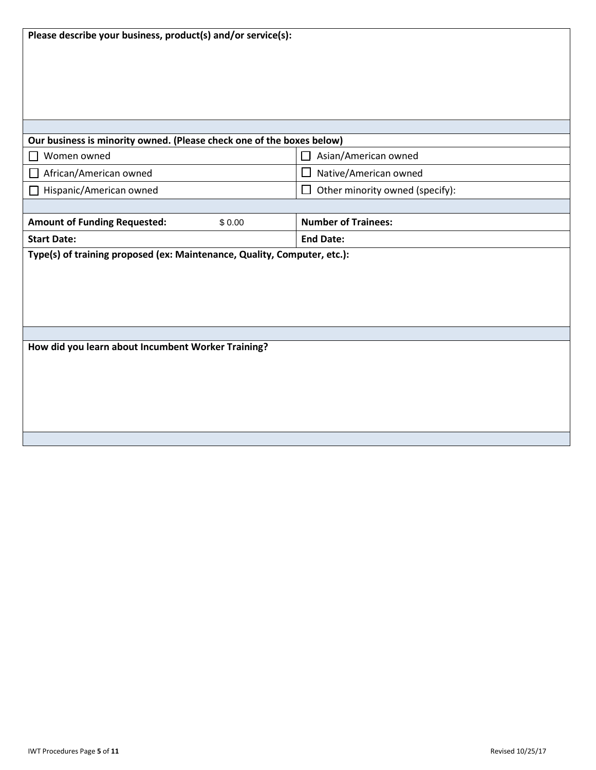**Please describe your business, product(s) and/or service(s):**

**Our business is minority owned. (Please check one of the boxes below)**

| | |
|---|---|
| ☐ Women owned | ☐ Asian/American owned |
| ☐ African/American owned | ☐ Native/American owned |
| ☐ Hispanic/American owned | ☐ Other minority owned (specify): |

| | |
|---|---|
| **Amount of Funding Requested:** $ 0.00 | **Number of Trainees:** |
| **Start Date:** | **End Date:** |

**Type(s) of training proposed (ex: Maintenance, Quality, Computer, etc.):**

**How did you learn about Incumbent Worker Training?**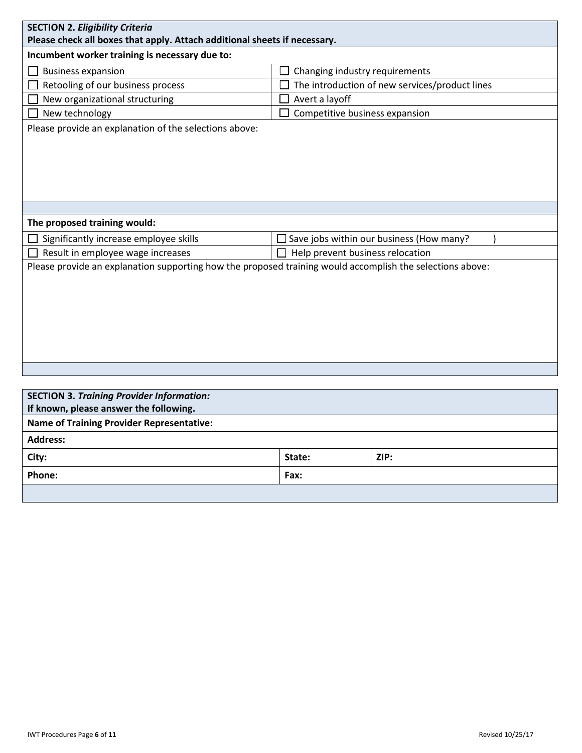| **SECTION 2.** ***Eligibility Criteria*** **Please check all boxes that apply. Attach additional sheets if necessary.** | |
|---|---|
| **Incumbent worker training is necessary due to:** | |
| ☐ Business expansion | ☐ Changing industry requirements |
| ☐ Retooling of our business process | ☐ The introduction of new services/product lines |
| ☐ New organizational structuring | ☐ Avert a layoff |
| ☐ New technology | ☐ Competitive business expansion |
| Please provide an explanation of the selections above: | |
| | |
| **The proposed training would:** | |
| ☐ Significantly increase employee skills | ☐ Save jobs within our business (How many? ) |
| ☐ Result in employee wage increases | ☐ Help prevent business relocation |
| Please provide an explanation supporting how the proposed training would accomplish the selections above: | |
| | |

| **SECTION 3.** ***Training Provider Information:*** **If known, please answer the following.** | | |
|---|---|---|
| **Name of Training Provider Representative:** | | |
| **Address:** | | |
| **City:** | **State:** | **ZIP:** |
| **Phone:** | **Fax:** | |
| | | |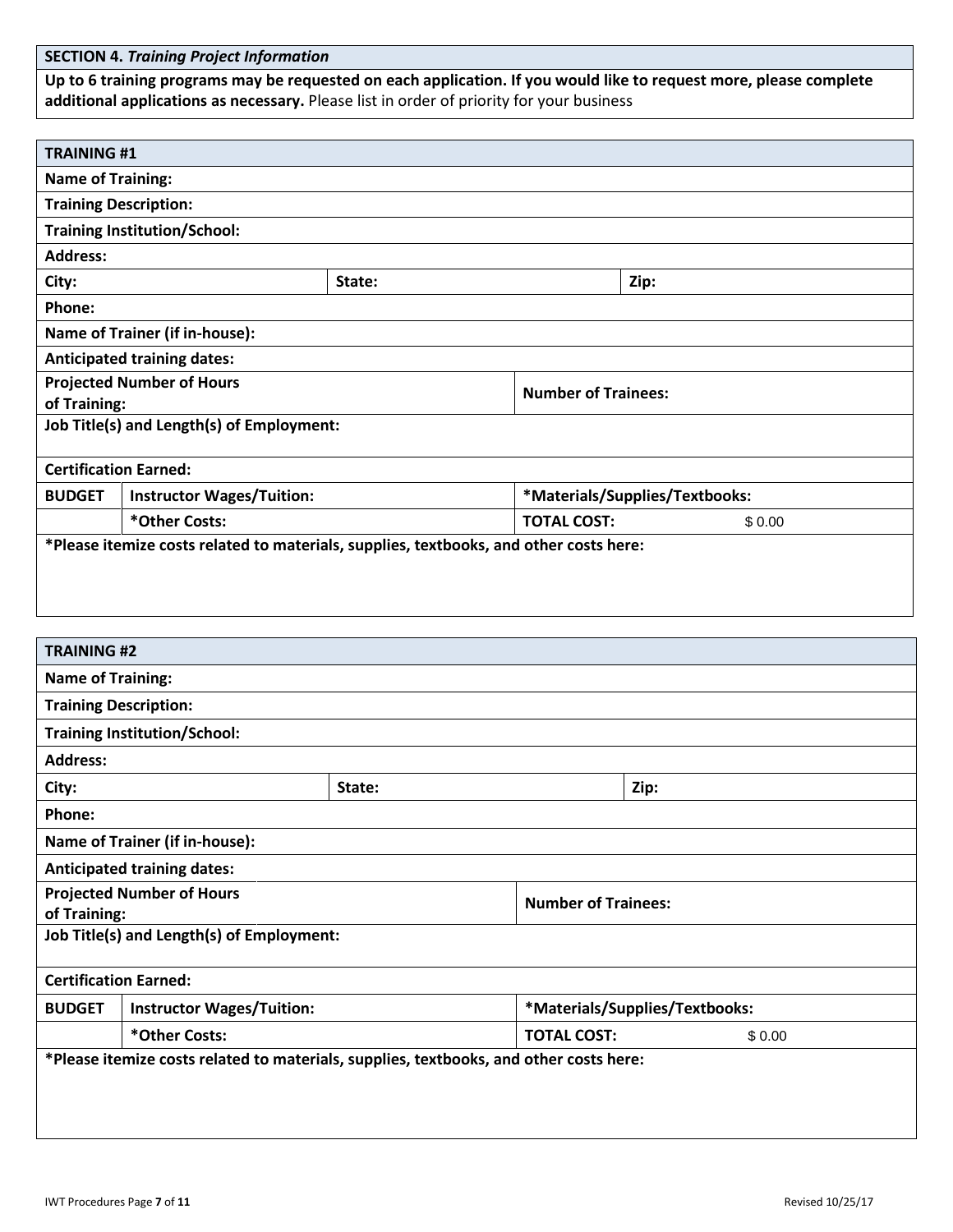| **SECTION 4.** ***Training Project Information*** |
|---|
| **Up to 6 training programs may be requested on each application. If you would like to request more, please complete additional applications as necessary.** Please list in order of priority for your business |

| **TRAINING #1** | | | |
|---|---|---|---|
| **Name of Training:** | | | |
| **Training Description:** | | | |
| **Training Institution/School:** | | | |
| **Address:** | | | |
| **City:** | **State:** | | **Zip:** |
| **Phone:** | | | |
| **Name of Trainer (if in-house):** | | | |
| **Anticipated training dates:** | | | |
| **Projected Number of Hours of Training:** | | **Number of Trainees:** | |
| **Job Title(s) and Length(s) of Employment:** | | | |
| **Certification Earned:** | | | |
| **BUDGET** | **Instructor Wages/Tuition:** | **\*Materials/Supplies/Textbooks:** | |
| | **\*Other Costs:** | **TOTAL COST:** | $ 0.00 |
| **\*Please itemize costs related to materials, supplies, textbooks, and other costs here:** | | | |

| **TRAINING #2** | | | |
|---|---|---|---|
| **Name of Training:** | | | |
| **Training Description:** | | | |
| **Training Institution/School:** | | | |
| **Address:** | | | |
| **City:** | **State:** | | **Zip:** |
| **Phone:** | | | |
| **Name of Trainer (if in-house):** | | | |
| **Anticipated training dates:** | | | |
| **Projected Number of Hours of Training:** | | **Number of Trainees:** | |
| **Job Title(s) and Length(s) of Employment:** | | | |
| **Certification Earned:** | | | |
| **BUDGET** | **Instructor Wages/Tuition:** | **\*Materials/Supplies/Textbooks:** | |
| | **\*Other Costs:** | **TOTAL COST:** | $ 0.00 |
| **\*Please itemize costs related to materials, supplies, textbooks, and other costs here:** | | | |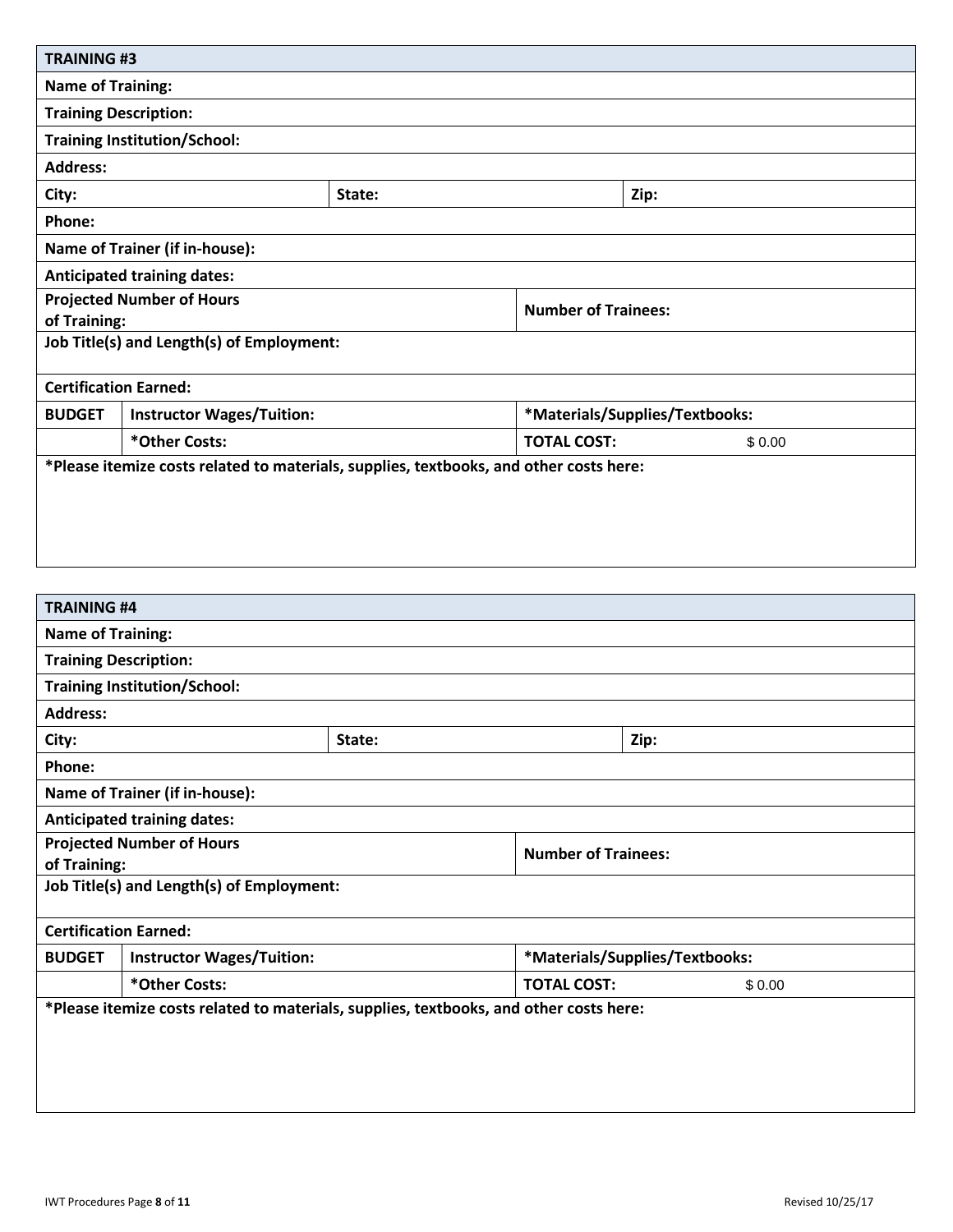| TRAINING #3 | | | |
|---|---|---|---|
| **Name of Training:** | | | |
| **Training Description:** | | | |
| **Training Institution/School:** | | | |
| **Address:** | | | |
| **City:** | | **State:** | **Zip:** |
| **Phone:** | | | |
| **Name of Trainer (if in-house):** | | | |
| **Anticipated training dates:** | | | |
| **Projected Number of Hours of Training:** | | **Number of Trainees:** | |
| **Job Title(s) and Length(s) of Employment:** | | | |
| **Certification Earned:** | | | |
| **BUDGET** | **Instructor Wages/Tuition:** | ***Materials/Supplies/Textbooks:** | |
| | ***Other Costs:** | **TOTAL COST:** | $ 0.00 |
| ***Please itemize costs related to materials, supplies, textbooks, and other costs here:** | | | |

| TRAINING #4 | | | |
|---|---|---|---|
| **Name of Training:** | | | |
| **Training Description:** | | | |
| **Training Institution/School:** | | | |
| **Address:** | | | |
| **City:** | | **State:** | **Zip:** |
| **Phone:** | | | |
| **Name of Trainer (if in-house):** | | | |
| **Anticipated training dates:** | | | |
| **Projected Number of Hours of Training:** | | **Number of Trainees:** | |
| **Job Title(s) and Length(s) of Employment:** | | | |
| **Certification Earned:** | | | |
| **BUDGET** | **Instructor Wages/Tuition:** | ***Materials/Supplies/Textbooks:** | |
| | ***Other Costs:** | **TOTAL COST:** | $ 0.00 |
| ***Please itemize costs related to materials, supplies, textbooks, and other costs here:** | | | |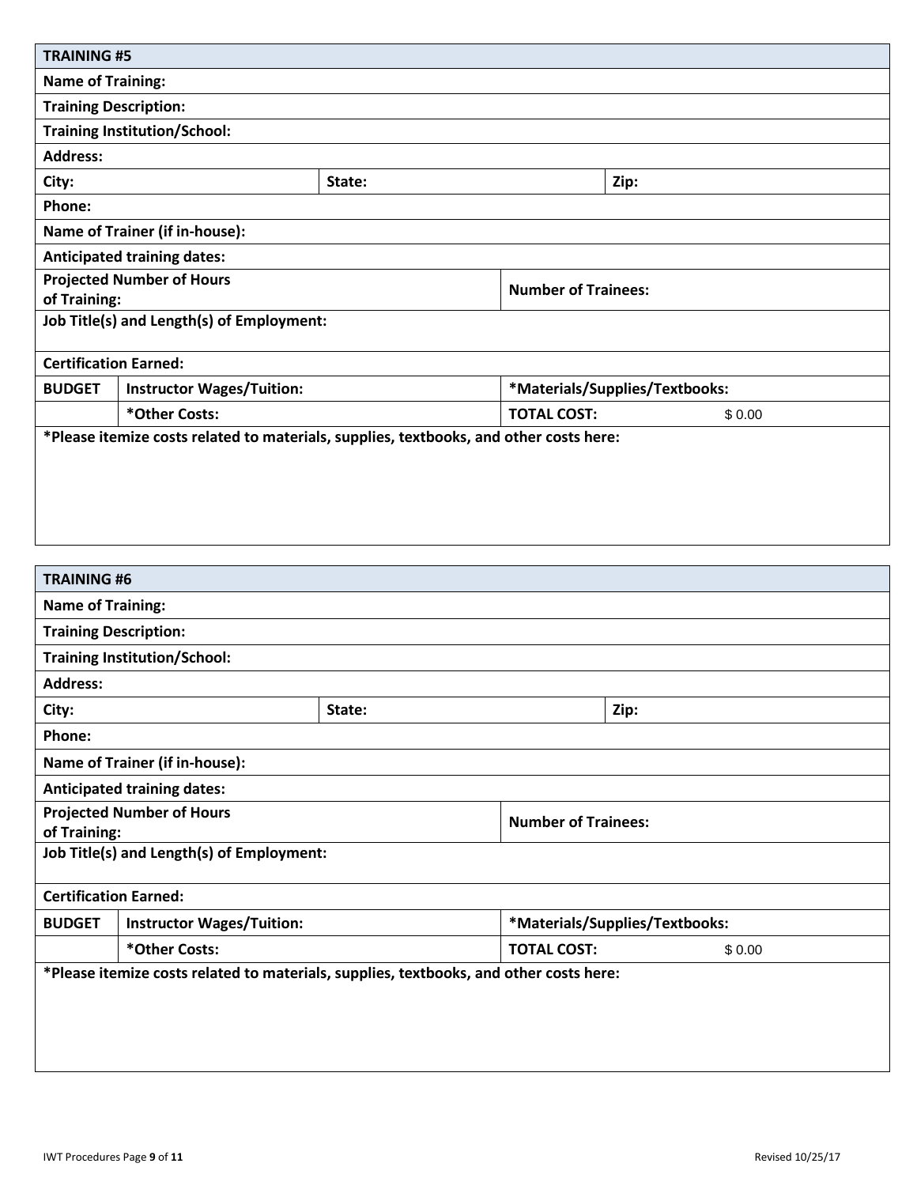| TRAINING #5 | | | |
|---|---|---|---|
| **Name of Training:** | | | |
| **Training Description:** | | | |
| **Training Institution/School:** | | | |
| **Address:** | | | |
| **City:** | **State:** | | **Zip:** |
| **Phone:** | | | |
| **Name of Trainer (if in-house):** | | | |
| **Anticipated training dates:** | | | |
| **Projected Number of Hours of Training:** | | **Number of Trainees:** | |
| **Job Title(s) and Length(s) of Employment:** | | | |
| **Certification Earned:** | | | |
| **BUDGET** | **Instructor Wages/Tuition:** | **\*Materials/Supplies/Textbooks:** | |
| | **\*Other Costs:** | **TOTAL COST:** | $ 0.00 |
| **\*Please itemize costs related to materials, supplies, textbooks, and other costs here:** | | | |

| TRAINING #6 | | | |
|---|---|---|---|
| **Name of Training:** | | | |
| **Training Description:** | | | |
| **Training Institution/School:** | | | |
| **Address:** | | | |
| **City:** | **State:** | | **Zip:** |
| **Phone:** | | | |
| **Name of Trainer (if in-house):** | | | |
| **Anticipated training dates:** | | | |
| **Projected Number of Hours of Training:** | | **Number of Trainees:** | |
| **Job Title(s) and Length(s) of Employment:** | | | |
| **Certification Earned:** | | | |
| **BUDGET** | **Instructor Wages/Tuition:** | **\*Materials/Supplies/Textbooks:** | |
| | **\*Other Costs:** | **TOTAL COST:** | $ 0.00 |
| **\*Please itemize costs related to materials, supplies, textbooks, and other costs here:** | | | |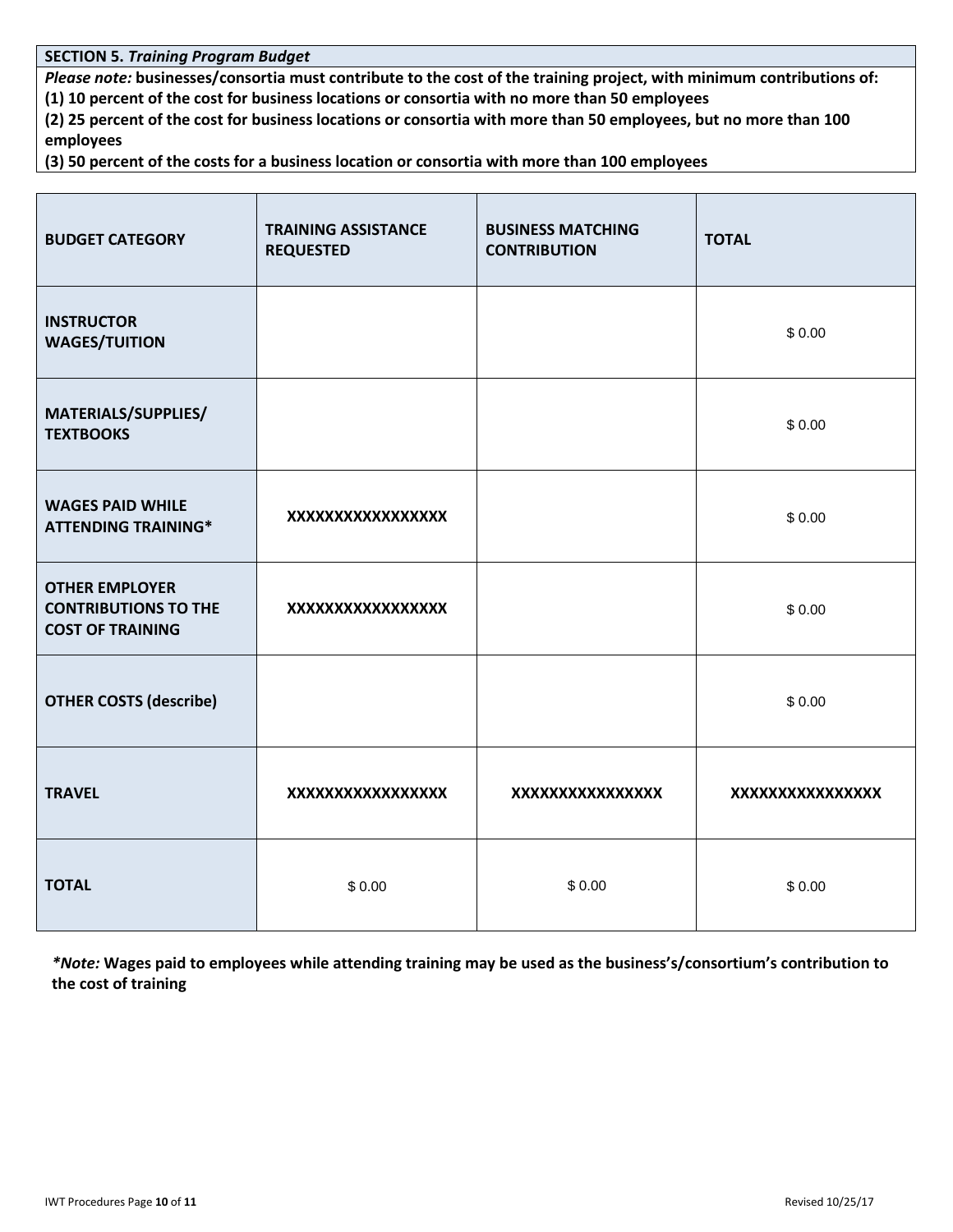**SECTION 5.** ***Training Program Budget***

***Please note:*** **businesses/consortia must contribute to the cost of the training project, with minimum contributions of:**
**(1) 10 percent of the cost for business locations or consortia with no more than 50 employees**
**(2) 25 percent of the cost for business locations or consortia with more than 50 employees, but no more than 100 employees**
**(3) 50 percent of the costs for a business location or consortia with more than 100 employees**

| BUDGET CATEGORY | TRAINING ASSISTANCE REQUESTED | BUSINESS MATCHING CONTRIBUTION | TOTAL |
|---|---|---|---|
| **INSTRUCTOR WAGES/TUITION** | | | $ 0.00 |
| **MATERIALS/SUPPLIES/ TEXTBOOKS** | | | $ 0.00 |
| **WAGES PAID WHILE ATTENDING TRAINING*** | XXXXXXXXXXXXXXXXX | | $ 0.00 |
| **OTHER EMPLOYER CONTRIBUTIONS TO THE COST OF TRAINING** | XXXXXXXXXXXXXXXXX | | $ 0.00 |
| **OTHER COSTS (describe)** | | | $ 0.00 |
| **TRAVEL** | XXXXXXXXXXXXXXXXX | XXXXXXXXXXXXXXXX | XXXXXXXXXXXXXXXX |
| **TOTAL** | $ 0.00 | $ 0.00 | $ 0.00 |

***Note:*** **Wages paid to employees while attending training may be used as the business's/consortium's contribution to the cost of training**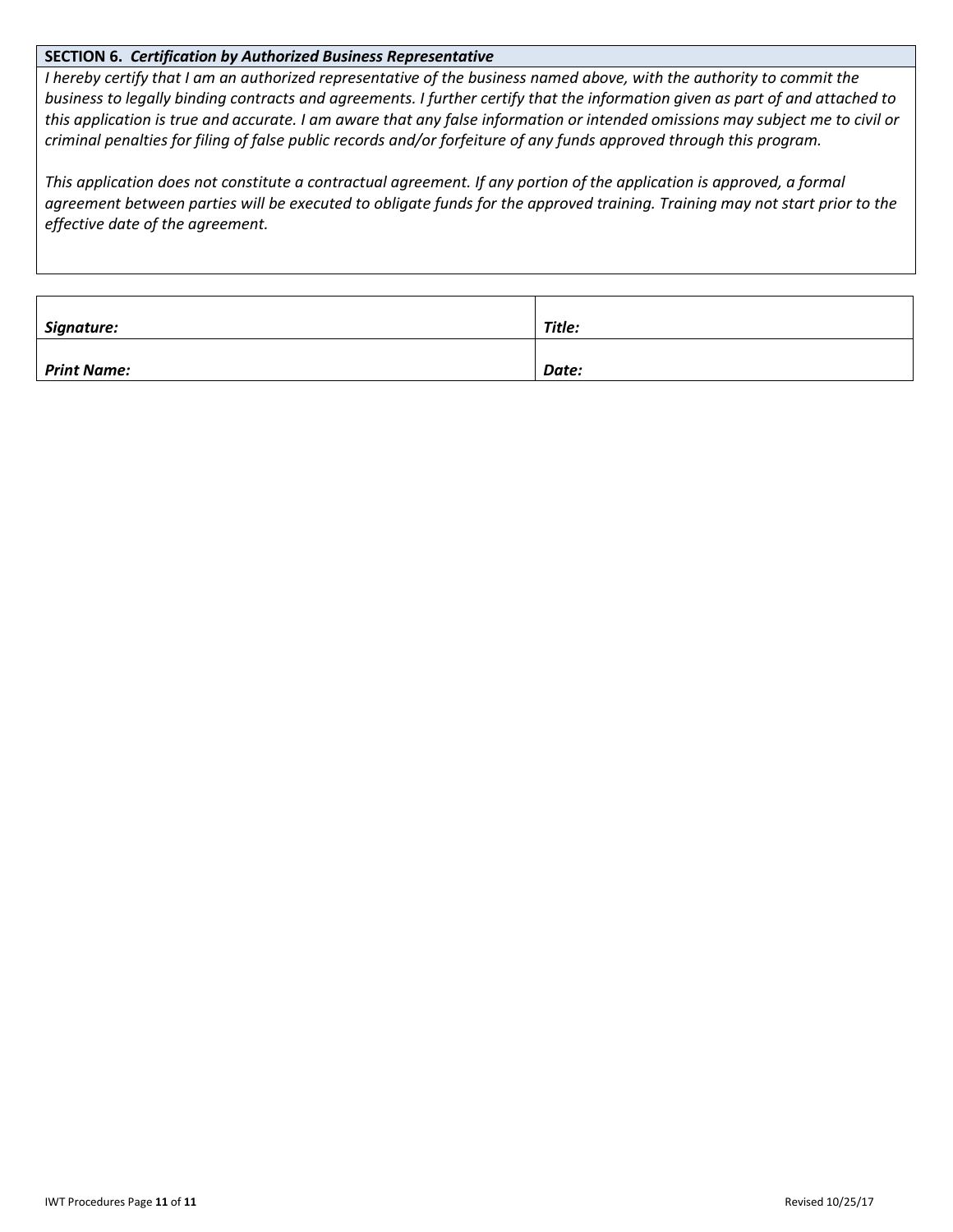**SECTION 6.** ***Certification by Authorized Business Representative***

*I hereby certify that I am an authorized representative of the business named above, with the authority to commit the business to legally binding contracts and agreements. I further certify that the information given as part of and attached to this application is true and accurate. I am aware that any false information or intended omissions may subject me to civil or criminal penalties for filing of false public records and/or forfeiture of any funds approved through this program.*

*This application does not constitute a contractual agreement. If any portion of the application is approved, a formal agreement between parties will be executed to obligate funds for the approved training. Training may not start prior to the effective date of the agreement.*

| | |
|---|---|
| ***Signature:*** | ***Title:*** |
| ***Print Name:*** | ***Date:*** |